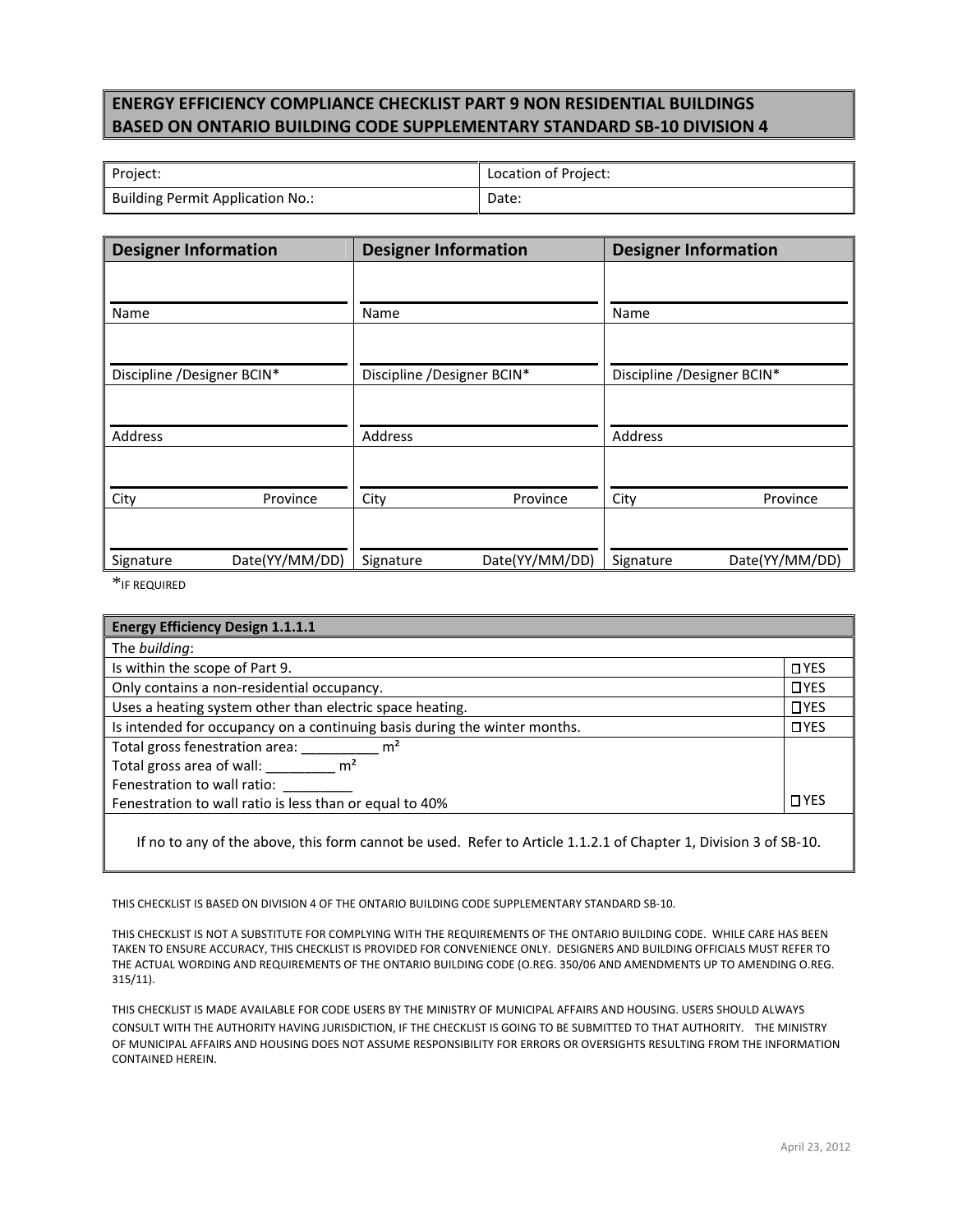# ENERGY EFFICIENCY COMPLIANCE CHECKLIST PART 9 NON RESIDENTIAL BUILDINGS BASED ON ONTARIO BUILDING CODE SUPPLEMENTARY STANDARD SB-10 DIVISION 4

| Project: | Location of Project: |
|---|---|
| Building Permit Application No.: | Date: |

| Designer Information | Designer Information | Designer Information |
|---|---|---|
| Name | Name | Name |
| Discipline /Designer BCIN* | Discipline /Designer BCIN* | Discipline /Designer BCIN* |
| Address | Address | Address |
| City Province | City Province | City Province |
| Signature Date(YY/MM/DD) | Signature Date(YY/MM/DD) | Signature Date(YY/MM/DD) |

*IF REQUIRED

| **Energy Efficiency Design 1.1.1.1** | |
|---|---|
| The *building*: | |
| Is within the scope of Part 9. | ☐ YES |
| Only contains a non-residential occupancy. | ☐ YES |
| Uses a heating system other than electric space heating. | ☐ YES |
| Is intended for occupancy on a continuing basis during the winter months. | ☐ YES |
| Total gross fenestration area: __________ m²<br>Total gross area of wall: _________ m²<br>Fenestration to wall ratio: _________<br>Fenestration to wall ratio is less than or equal to 40% | ☐ YES |
| If no to any of the above, this form cannot be used. Refer to Article 1.1.2.1 of Chapter 1, Division 3 of SB-10. | |

THIS CHECKLIST IS BASED ON DIVISION 4 OF THE ONTARIO BUILDING CODE SUPPLEMENTARY STANDARD SB-10.

THIS CHECKLIST IS NOT A SUBSTITUTE FOR COMPLYING WITH THE REQUIREMENTS OF THE ONTARIO BUILDING CODE. WHILE CARE HAS BEEN TAKEN TO ENSURE ACCURACY, THIS CHECKLIST IS PROVIDED FOR CONVENIENCE ONLY. DESIGNERS AND BUILDING OFFICIALS MUST REFER TO THE ACTUAL WORDING AND REQUIREMENTS OF THE ONTARIO BUILDING CODE (O.REG. 350/06 AND AMENDMENTS UP TO AMENDING O.REG. 315/11).

THIS CHECKLIST IS MADE AVAILABLE FOR CODE USERS BY THE MINISTRY OF MUNICIPAL AFFAIRS AND HOUSING. USERS SHOULD ALWAYS CONSULT WITH THE AUTHORITY HAVING JURISDICTION, IF THE CHECKLIST IS GOING TO BE SUBMITTED TO THAT AUTHORITY. THE MINISTRY OF MUNICIPAL AFFAIRS AND HOUSING DOES NOT ASSUME RESPONSIBILITY FOR ERRORS OR OVERSIGHTS RESULTING FROM THE INFORMATION CONTAINED HEREIN.

April 23, 2012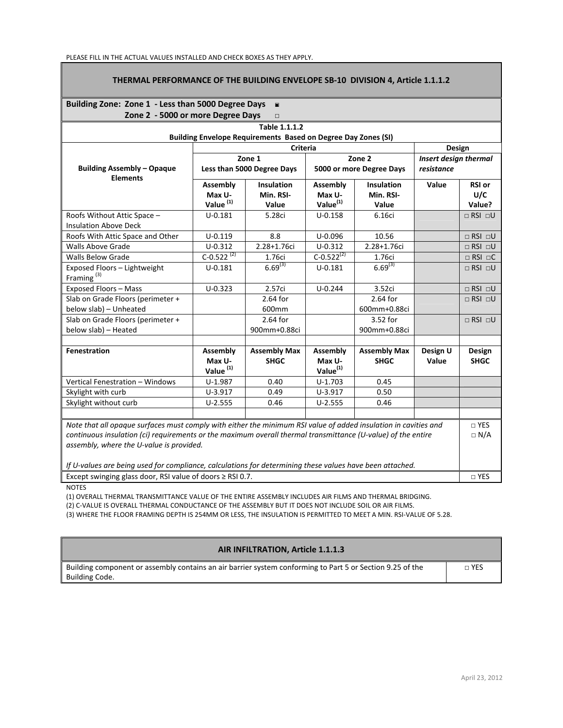PLEASE FILL IN THE ACTUAL VALUES INSTALLED AND CHECK BOXES AS THEY APPLY.

## THERMAL PERFORMANCE OF THE BUILDING ENVELOPE SB-10 DIVISION 4, Article 1.1.1.2

**Building Zone: Zone 1 - Less than 5000 Degree Days** ▣
**Zone 2 - 5000 or more Degree Days** □

**Table 1.1.1.2**
**Building Envelope Requirements Based on Degree Day Zones (SI)**

| **Building Assembly – Opaque Elements** | **Criteria** | | | | **Design** | |
|---|---|---|---|---|---|---|
| | **Zone 1 Less than 5000 Degree Days** | | **Zone 2 5000 or more Degree Days** | | ***Insert design thermal resistance*** | |
| | **Assembly Max U-Value [1]** | **Insulation Min. RSI-Value** | **Assembly Max U-Value[1]** | **Insulation Min. RSI-Value** | **Value** | **RSI or U/C Value?** |
| Roofs Without Attic Space – Insulation Above Deck | U-0.181 | 5.28ci | U-0.158 | 6.16ci | | □ RSI □U |
| Roofs With Attic Space and Other | U-0.119 | 8.8 | U-0.096 | 10.56 | | □ RSI □U |
| Walls Above Grade | U-0.312 | 2.28+1.76ci | U-0.312 | 2.28+1.76ci | | □ RSI □U |
| Walls Below Grade | C-0.522 [2] | 1.76ci | C-0.522[2] | 1.76ci | | □ RSI □C |
| Exposed Floors – Lightweight Framing [3] | U-0.181 | 6.69[3] | U-0.181 | 6.69[3] | | □ RSI □U |
| Exposed Floors – Mass | U-0.323 | 2.57ci | U-0.244 | 3.52ci | | □ RSI □U |
| Slab on Grade Floors (perimeter + below slab) – Unheated | | 2.64 for 600mm | | 2.64 for 600mm+0.88ci | | □ RSI □U |
| Slab on Grade Floors (perimeter + below slab) – Heated | | 2.64 for 900mm+0.88ci | | 3.52 for 900mm+0.88ci | | □ RSI □U |
| | | | | | | |
| **Fenestration** | **Assembly Max U-Value [1]** | **Assembly Max SHGC** | **Assembly Max U-Value[1]** | **Assembly Max SHGC** | **Design U Value** | **Design SHGC** |
| Vertical Fenestration – Windows | U-1.987 | 0.40 | U-1.703 | 0.45 | | |
| Skylight with curb | U-3.917 | 0.49 | U-3.917 | 0.50 | | |
| Skylight without curb | U-2.555 | 0.46 | U-2.555 | 0.46 | | |
| | | | | | | |

| | |
|---|---|
| *Note that all opaque surfaces must comply with either the minimum RSI value of added insulation in cavities and continuous insulation (ci) requirements or the maximum overall thermal transmittance (U-value) of the entire assembly, where the U-value is provided.* *If U-values are being used for compliance, calculations for determining these values have been attached.* | □ YES □ N/A |
| Except swinging glass door, RSI value of doors ≥ RSI 0.7. | □ YES |

NOTES

(1) OVERALL THERMAL TRANSMITTANCE VALUE OF THE ENTIRE ASSEMBLY INCLUDES AIR FILMS AND THERMAL BRIDGING.

(2) C-VALUE IS OVERALL THERMAL CONDUCTANCE OF THE ASSEMBLY BUT IT DOES NOT INCLUDE SOIL OR AIR FILMS.

(3) WHERE THE FLOOR FRAMING DEPTH IS 254MM OR LESS, THE INSULATION IS PERMITTED TO MEET A MIN. RSI-VALUE OF 5.28.

## AIR INFILTRATION, Article 1.1.1.3

| | |
|---|---|
| Building component or assembly contains an air barrier system conforming to Part 5 or Section 9.25 of the Building Code. | □ YES |

April 23, 2012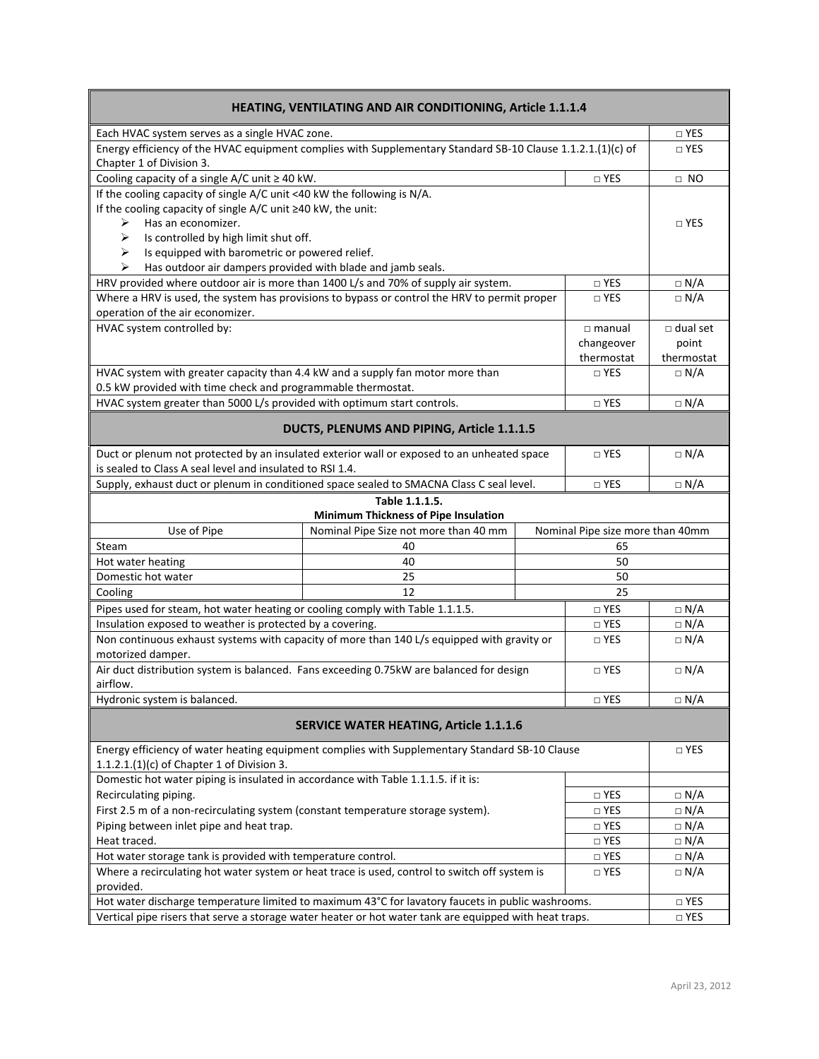| HEATING, VENTILATING AND AIR CONDITIONING, Article 1.1.1.4 | | |
|---|---|---|
| Each HVAC system serves as a single HVAC zone. | | □ YES |
| Energy efficiency of the HVAC equipment complies with Supplementary Standard SB-10 Clause 1.1.2.1.(1)(c) of Chapter 1 of Division 3. | | □ YES |
| Cooling capacity of a single A/C unit ≥ 40 kW. | □ YES | □ NO |
| If the cooling capacity of single A/C unit <40 kW the following is N/A.<br>If the cooling capacity of single A/C unit ≥40 kW, the unit:<br>➢ Has an economizer.<br>➢ Is controlled by high limit shut off.<br>➢ Is equipped with barometric or powered relief.<br>➢ Has outdoor air dampers provided with blade and jamb seals. | | □ YES |
| HRV provided where outdoor air is more than 1400 L/s and 70% of supply air system. | □ YES | □ N/A |
| Where a HRV is used, the system has provisions to bypass or control the HRV to permit proper operation of the air economizer. | □ YES | □ N/A |
| HVAC system controlled by: | □ manual changeover thermostat | □ dual set point thermostat |
| HVAC system with greater capacity than 4.4 kW and a supply fan motor more than 0.5 kW provided with time check and programmable thermostat. | □ YES | □ N/A |
| HVAC system greater than 5000 L/s provided with optimum start controls. | □ YES | □ N/A |

| DUCTS, PLENUMS AND PIPING, Article 1.1.1.5 | | |
|---|---|---|
| Duct or plenum not protected by an insulated exterior wall or exposed to an unheated space is sealed to Class A seal level and insulated to RSI 1.4. | □ YES | □ N/A |
| Supply, exhaust duct or plenum in conditioned space sealed to SMACNA Class C seal level. | □ YES | □ N/A |

**Table 1.1.1.5.**
**Minimum Thickness of Pipe Insulation**

| Use of Pipe | Nominal Pipe Size not more than 40 mm | Nominal Pipe size more than 40mm |
|---|---|---|
| Steam | 40 | 65 |
| Hot water heating | 40 | 50 |
| Domestic hot water | 25 | 50 |
| Cooling | 12 | 25 |

| | | |
|---|---|---|
| Pipes used for steam, hot water heating or cooling comply with Table 1.1.1.5. | □ YES | □ N/A |
| Insulation exposed to weather is protected by a covering. | □ YES | □ N/A |
| Non continuous exhaust systems with capacity of more than 140 L/s equipped with gravity or motorized damper. | □ YES | □ N/A |
| Air duct distribution system is balanced. Fans exceeding 0.75kW are balanced for design airflow. | □ YES | □ N/A |
| Hydronic system is balanced. | □ YES | □ N/A |

| SERVICE WATER HEATING, Article 1.1.1.6 | | |
|---|---|---|
| Energy efficiency of water heating equipment complies with Supplementary Standard SB-10 Clause 1.1.2.1.(1)(c) of Chapter 1 of Division 3. | | □ YES |
| Domestic hot water piping is insulated in accordance with Table 1.1.1.5. if it is: | | |
| Recirculating piping. | □ YES | □ N/A |
| First 2.5 m of a non-recirculating system (constant temperature storage system). | □ YES | □ N/A |
| Piping between inlet pipe and heat trap. | □ YES | □ N/A |
| Heat traced. | □ YES | □ N/A |
| Hot water storage tank is provided with temperature control. | □ YES | □ N/A |
| Where a recirculating hot water system or heat trace is used, control to switch off system is provided. | □ YES | □ N/A |
| Hot water discharge temperature limited to maximum 43°C for lavatory faucets in public washrooms. | | □ YES |
| Vertical pipe risers that serve a storage water heater or hot water tank are equipped with heat traps. | | □ YES |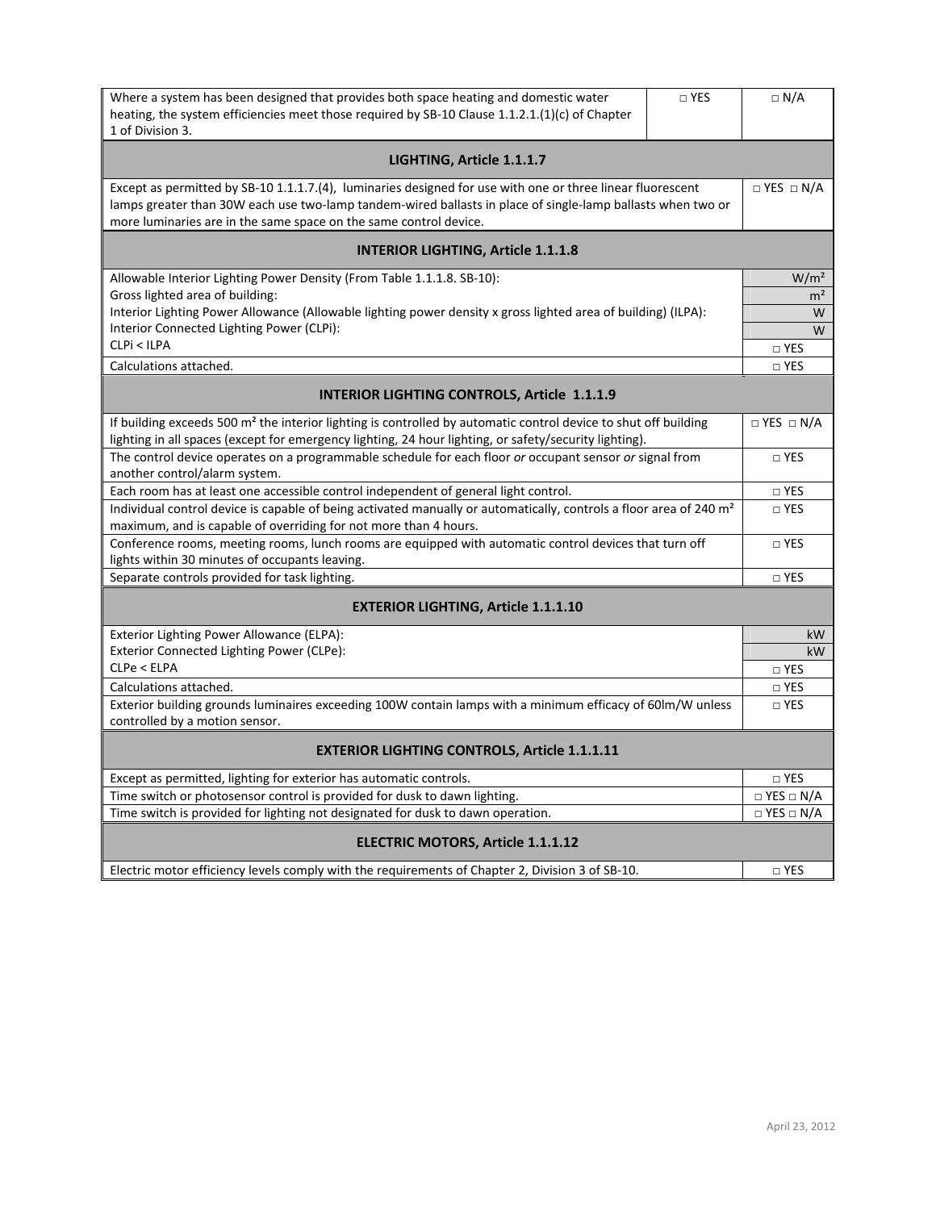| | | |
|---|---|---|
| Where a system has been designed that provides both space heating and domestic water heating, the system efficiencies meet those required by SB-10 Clause 1.1.2.1.(1)(c) of Chapter 1 of Division 3. | □ YES | □ N/A |

| **LIGHTING, Article 1.1.1.7** | |
|---|---|
| Except as permitted by SB-10 1.1.1.7.(4), luminaries designed for use with one or three linear fluorescent lamps greater than 30W each use two-lamp tandem-wired ballasts in place of single-lamp ballasts when two or more luminaries are in the same space on the same control device. | □ YES □ N/A |

| **INTERIOR LIGHTING, Article 1.1.1.8** | |
|---|---|
| Allowable Interior Lighting Power Density (From Table 1.1.1.8. SB-10): | $W/m^2$ |
| Gross lighted area of building: | $m^2$ |
| Interior Lighting Power Allowance (Allowable lighting power density x gross lighted area of building) (ILPA): | W |
| Interior Connected Lighting Power (CLPi): | W |
| CLPi < ILPA | □ YES |
| Calculations attached. | □ YES |

| **INTERIOR LIGHTING CONTROLS, Article 1.1.1.9** | |
|---|---|
| If building exceeds 500 $m^2$ the interior lighting is controlled by automatic control device to shut off building lighting in all spaces (except for emergency lighting, 24 hour lighting, or safety/security lighting). | □ YES □ N/A |
| The control device operates on a programmable schedule for each floor *or* occupant sensor *or* signal from another control/alarm system. | □ YES |
| Each room has at least one accessible control independent of general light control. | □ YES |
| Individual control device is capable of being activated manually or automatically, controls a floor area of 240 $m^2$ maximum, and is capable of overriding for not more than 4 hours. | □ YES |
| Conference rooms, meeting rooms, lunch rooms are equipped with automatic control devices that turn off lights within 30 minutes of occupants leaving. | □ YES |
| Separate controls provided for task lighting. | □ YES |

| **EXTERIOR LIGHTING, Article 1.1.1.10** | |
|---|---|
| Exterior Lighting Power Allowance (ELPA): | kW |
| Exterior Connected Lighting Power (CLPe): | kW |
| CLPe < ELPA | □ YES |
| Calculations attached. | □ YES |
| Exterior building grounds luminaires exceeding 100W contain lamps with a minimum efficacy of 60lm/W unless controlled by a motion sensor. | □ YES |

| **EXTERIOR LIGHTING CONTROLS, Article 1.1.1.11** | |
|---|---|
| Except as permitted, lighting for exterior has automatic controls. | □ YES |
| Time switch or photosensor control is provided for dusk to dawn lighting. | □ YES □ N/A |
| Time switch is provided for lighting not designated for dusk to dawn operation. | □ YES □ N/A |

| **ELECTRIC MOTORS, Article 1.1.1.12** | |
|---|---|
| Electric motor efficiency levels comply with the requirements of Chapter 2, Division 3 of SB-10. | □ YES |

April 23, 2012